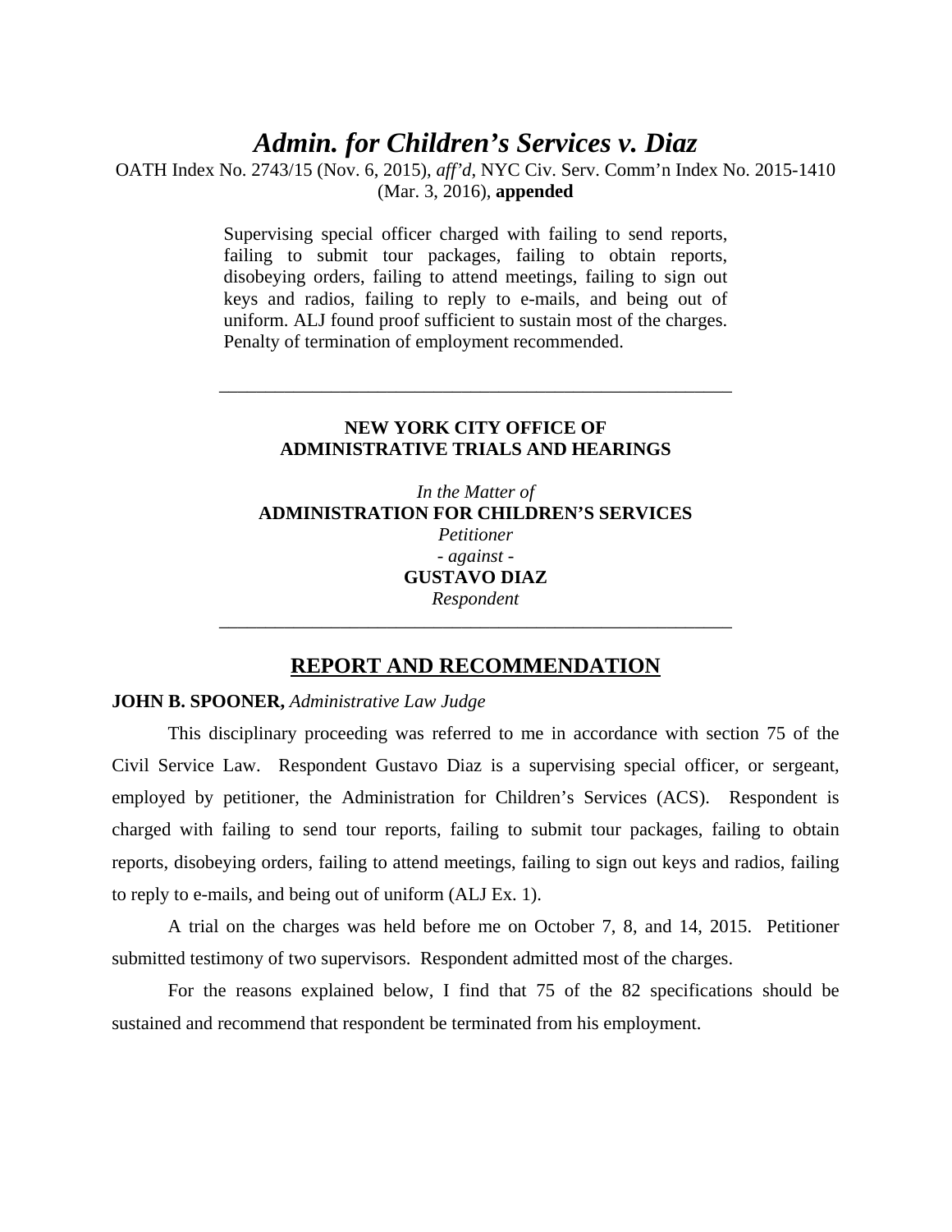# *Admin. for Children's Services v. Diaz*

OATH Index No. 2743/15 (Nov. 6, 2015), *aff'd*, NYC Civ. Serv. Comm'n Index No. 2015-1410 (Mar. 3, 2016), **appended**

Supervising special officer charged with failing to send reports, failing to submit tour packages, failing to obtain reports, disobeying orders, failing to attend meetings, failing to sign out keys and radios, failing to reply to e-mails, and being out of uniform. ALJ found proof sufficient to sustain most of the charges. Penalty of termination of employment recommended.

---

**NEW YORK CITY OFFICE OF ADMINISTRATIVE TRIALS AND HEARINGS**

*In the Matter of*
**ADMINISTRATION FOR CHILDREN'S SERVICES**
*Petitioner*
*- against -*
**GUSTAVO DIAZ**
*Respondent*

---

## REPORT AND RECOMMENDATION

**JOHN B. SPOONER,** *Administrative Law Judge*

This disciplinary proceeding was referred to me in accordance with section 75 of the Civil Service Law. Respondent Gustavo Diaz is a supervising special officer, or sergeant, employed by petitioner, the Administration for Children's Services (ACS). Respondent is charged with failing to send tour reports, failing to submit tour packages, failing to obtain reports, disobeying orders, failing to attend meetings, failing to sign out keys and radios, failing to reply to e-mails, and being out of uniform (ALJ Ex. 1).

A trial on the charges was held before me on October 7, 8, and 14, 2015. Petitioner submitted testimony of two supervisors. Respondent admitted most of the charges.

For the reasons explained below, I find that 75 of the 82 specifications should be sustained and recommend that respondent be terminated from his employment.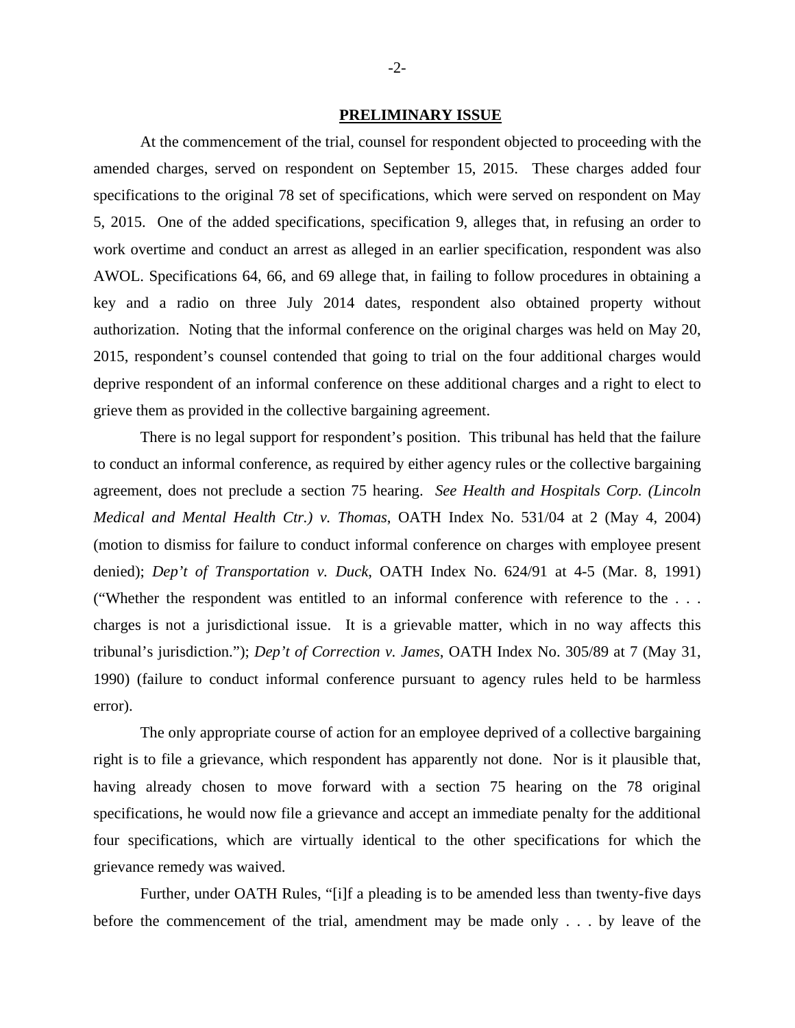## PRELIMINARY ISSUE

At the commencement of the trial, counsel for respondent objected to proceeding with the amended charges, served on respondent on September 15, 2015. These charges added four specifications to the original 78 set of specifications, which were served on respondent on May 5, 2015. One of the added specifications, specification 9, alleges that, in refusing an order to work overtime and conduct an arrest as alleged in an earlier specification, respondent was also AWOL. Specifications 64, 66, and 69 allege that, in failing to follow procedures in obtaining a key and a radio on three July 2014 dates, respondent also obtained property without authorization. Noting that the informal conference on the original charges was held on May 20, 2015, respondent's counsel contended that going to trial on the four additional charges would deprive respondent of an informal conference on these additional charges and a right to elect to grieve them as provided in the collective bargaining agreement.

There is no legal support for respondent's position. This tribunal has held that the failure to conduct an informal conference, as required by either agency rules or the collective bargaining agreement, does not preclude a section 75 hearing. *See Health and Hospitals Corp. (Lincoln Medical and Mental Health Ctr.) v. Thomas*, OATH Index No. 531/04 at 2 (May 4, 2004) (motion to dismiss for failure to conduct informal conference on charges with employee present denied); *Dep't of Transportation v. Duck*, OATH Index No. 624/91 at 4-5 (Mar. 8, 1991) ("Whether the respondent was entitled to an informal conference with reference to the . . . charges is not a jurisdictional issue. It is a grievable matter, which in no way affects this tribunal's jurisdiction."); *Dep't of Correction v. James*, OATH Index No. 305/89 at 7 (May 31, 1990) (failure to conduct informal conference pursuant to agency rules held to be harmless error).

The only appropriate course of action for an employee deprived of a collective bargaining right is to file a grievance, which respondent has apparently not done. Nor is it plausible that, having already chosen to move forward with a section 75 hearing on the 78 original specifications, he would now file a grievance and accept an immediate penalty for the additional four specifications, which are virtually identical to the other specifications for which the grievance remedy was waived.

Further, under OATH Rules, "[i]f a pleading is to be amended less than twenty-five days before the commencement of the trial, amendment may be made only . . . by leave of the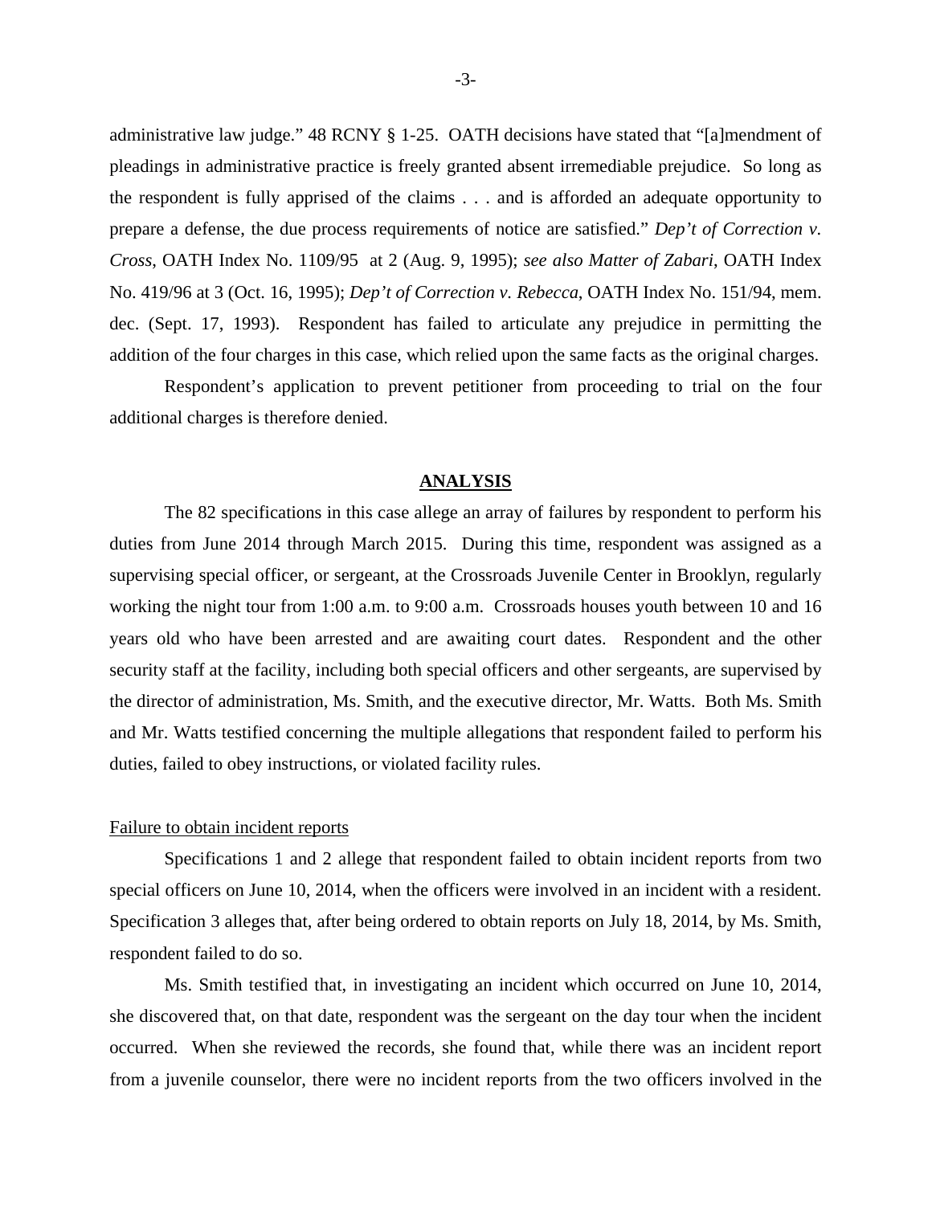administrative law judge." 48 RCNY § 1-25. OATH decisions have stated that "[a]mendment of pleadings in administrative practice is freely granted absent irremediable prejudice. So long as the respondent is fully apprised of the claims . . . and is afforded an adequate opportunity to prepare a defense, the due process requirements of notice are satisfied." *Dep't of Correction v. Cross*, OATH Index No. 1109/95 at 2 (Aug. 9, 1995); *see also Matter of Zabari*, OATH Index No. 419/96 at 3 (Oct. 16, 1995); *Dep't of Correction v. Rebecca*, OATH Index No. 151/94, mem. dec. (Sept. 17, 1993). Respondent has failed to articulate any prejudice in permitting the addition of the four charges in this case, which relied upon the same facts as the original charges.

Respondent's application to prevent petitioner from proceeding to trial on the four additional charges is therefore denied.

## ANALYSIS

The 82 specifications in this case allege an array of failures by respondent to perform his duties from June 2014 through March 2015. During this time, respondent was assigned as a supervising special officer, or sergeant, at the Crossroads Juvenile Center in Brooklyn, regularly working the night tour from 1:00 a.m. to 9:00 a.m. Crossroads houses youth between 10 and 16 years old who have been arrested and are awaiting court dates. Respondent and the other security staff at the facility, including both special officers and other sergeants, are supervised by the director of administration, Ms. Smith, and the executive director, Mr. Watts. Both Ms. Smith and Mr. Watts testified concerning the multiple allegations that respondent failed to perform his duties, failed to obey instructions, or violated facility rules.

### Failure to obtain incident reports

Specifications 1 and 2 allege that respondent failed to obtain incident reports from two special officers on June 10, 2014, when the officers were involved in an incident with a resident. Specification 3 alleges that, after being ordered to obtain reports on July 18, 2014, by Ms. Smith, respondent failed to do so.

Ms. Smith testified that, in investigating an incident which occurred on June 10, 2014, she discovered that, on that date, respondent was the sergeant on the day tour when the incident occurred. When she reviewed the records, she found that, while there was an incident report from a juvenile counselor, there were no incident reports from the two officers involved in the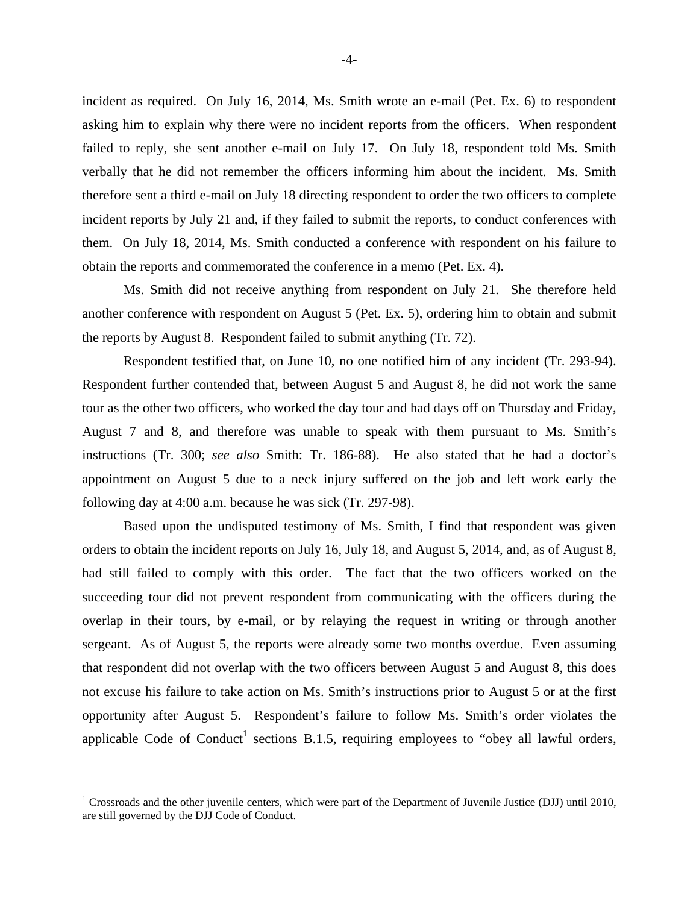incident as required. On July 16, 2014, Ms. Smith wrote an e-mail (Pet. Ex. 6) to respondent asking him to explain why there were no incident reports from the officers. When respondent failed to reply, she sent another e-mail on July 17. On July 18, respondent told Ms. Smith verbally that he did not remember the officers informing him about the incident. Ms. Smith therefore sent a third e-mail on July 18 directing respondent to order the two officers to complete incident reports by July 21 and, if they failed to submit the reports, to conduct conferences with them. On July 18, 2014, Ms. Smith conducted a conference with respondent on his failure to obtain the reports and commemorated the conference in a memo (Pet. Ex. 4).

Ms. Smith did not receive anything from respondent on July 21. She therefore held another conference with respondent on August 5 (Pet. Ex. 5), ordering him to obtain and submit the reports by August 8. Respondent failed to submit anything (Tr. 72).

Respondent testified that, on June 10, no one notified him of any incident (Tr. 293-94). Respondent further contended that, between August 5 and August 8, he did not work the same tour as the other two officers, who worked the day tour and had days off on Thursday and Friday, August 7 and 8, and therefore was unable to speak with them pursuant to Ms. Smith's instructions (Tr. 300; *see also* Smith: Tr. 186-88). He also stated that he had a doctor's appointment on August 5 due to a neck injury suffered on the job and left work early the following day at 4:00 a.m. because he was sick (Tr. 297-98).

Based upon the undisputed testimony of Ms. Smith, I find that respondent was given orders to obtain the incident reports on July 16, July 18, and August 5, 2014, and, as of August 8, had still failed to comply with this order. The fact that the two officers worked on the succeeding tour did not prevent respondent from communicating with the officers during the overlap in their tours, by e-mail, or by relaying the request in writing or through another sergeant. As of August 5, the reports were already some two months overdue. Even assuming that respondent did not overlap with the two officers between August 5 and August 8, this does not excuse his failure to take action on Ms. Smith's instructions prior to August 5 or at the first opportunity after August 5. Respondent's failure to follow Ms. Smith's order violates the applicable Code of Conduct[1] sections B.1.5, requiring employees to "obey all lawful orders,

[1] Crossroads and the other juvenile centers, which were part of the Department of Juvenile Justice (DJJ) until 2010, are still governed by the DJJ Code of Conduct.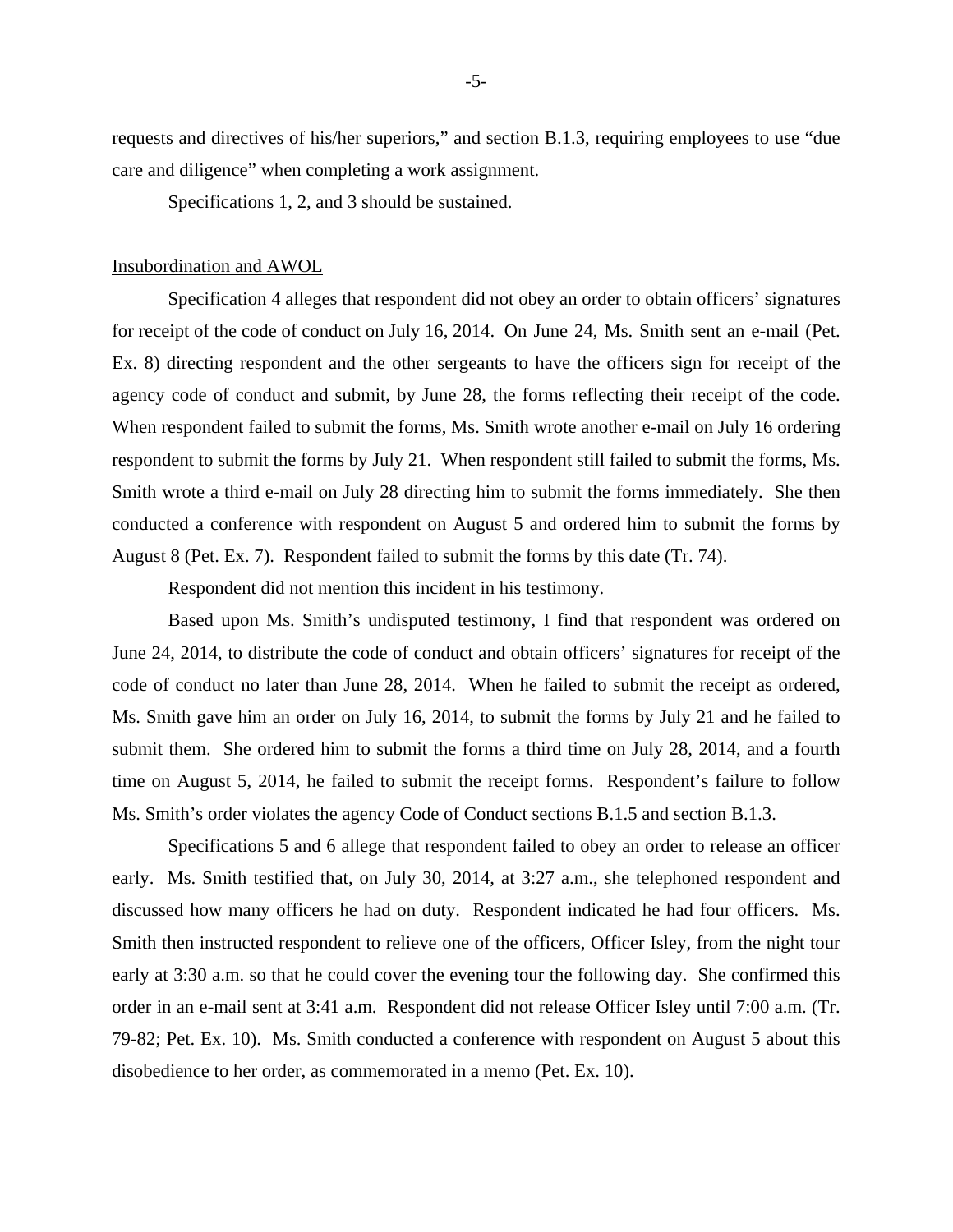requests and directives of his/her superiors," and section B.1.3, requiring employees to use "due care and diligence" when completing a work assignment.

Specifications 1, 2, and 3 should be sustained.

## Insubordination and AWOL

Specification 4 alleges that respondent did not obey an order to obtain officers' signatures for receipt of the code of conduct on July 16, 2014. On June 24, Ms. Smith sent an e-mail (Pet. Ex. 8) directing respondent and the other sergeants to have the officers sign for receipt of the agency code of conduct and submit, by June 28, the forms reflecting their receipt of the code. When respondent failed to submit the forms, Ms. Smith wrote another e-mail on July 16 ordering respondent to submit the forms by July 21. When respondent still failed to submit the forms, Ms. Smith wrote a third e-mail on July 28 directing him to submit the forms immediately. She then conducted a conference with respondent on August 5 and ordered him to submit the forms by August 8 (Pet. Ex. 7). Respondent failed to submit the forms by this date (Tr. 74).

Respondent did not mention this incident in his testimony.

Based upon Ms. Smith's undisputed testimony, I find that respondent was ordered on June 24, 2014, to distribute the code of conduct and obtain officers' signatures for receipt of the code of conduct no later than June 28, 2014. When he failed to submit the receipt as ordered, Ms. Smith gave him an order on July 16, 2014, to submit the forms by July 21 and he failed to submit them. She ordered him to submit the forms a third time on July 28, 2014, and a fourth time on August 5, 2014, he failed to submit the receipt forms. Respondent's failure to follow Ms. Smith's order violates the agency Code of Conduct sections B.1.5 and section B.1.3.

Specifications 5 and 6 allege that respondent failed to obey an order to release an officer early. Ms. Smith testified that, on July 30, 2014, at 3:27 a.m., she telephoned respondent and discussed how many officers he had on duty. Respondent indicated he had four officers. Ms. Smith then instructed respondent to relieve one of the officers, Officer Isley, from the night tour early at 3:30 a.m. so that he could cover the evening tour the following day. She confirmed this order in an e-mail sent at 3:41 a.m. Respondent did not release Officer Isley until 7:00 a.m. (Tr. 79-82; Pet. Ex. 10). Ms. Smith conducted a conference with respondent on August 5 about this disobedience to her order, as commemorated in a memo (Pet. Ex. 10).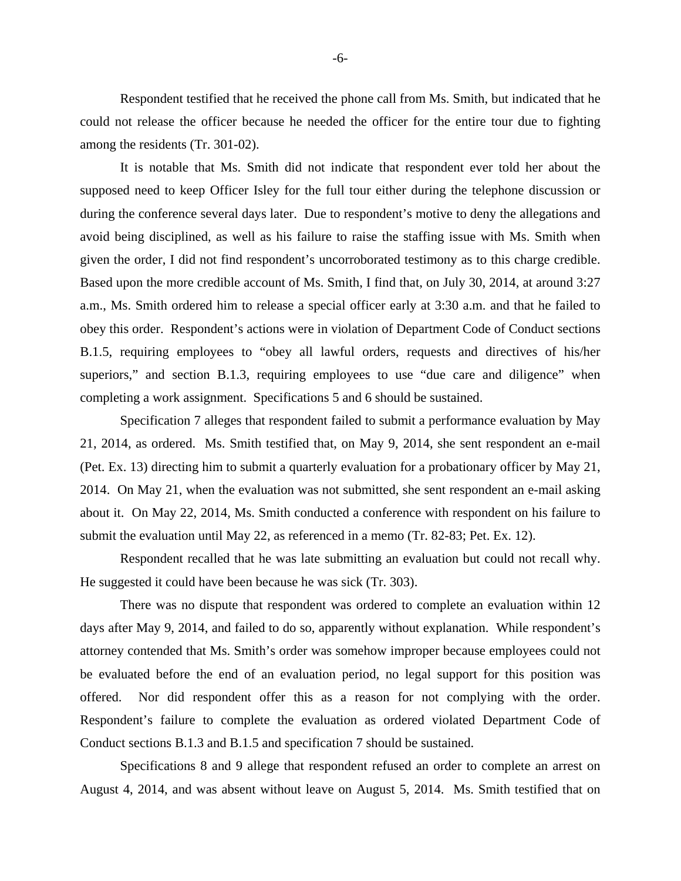Respondent testified that he received the phone call from Ms. Smith, but indicated that he could not release the officer because he needed the officer for the entire tour due to fighting among the residents (Tr. 301-02).

It is notable that Ms. Smith did not indicate that respondent ever told her about the supposed need to keep Officer Isley for the full tour either during the telephone discussion or during the conference several days later. Due to respondent's motive to deny the allegations and avoid being disciplined, as well as his failure to raise the staffing issue with Ms. Smith when given the order, I did not find respondent's uncorroborated testimony as to this charge credible. Based upon the more credible account of Ms. Smith, I find that, on July 30, 2014, at around 3:27 a.m., Ms. Smith ordered him to release a special officer early at 3:30 a.m. and that he failed to obey this order. Respondent's actions were in violation of Department Code of Conduct sections B.1.5, requiring employees to "obey all lawful orders, requests and directives of his/her superiors," and section B.1.3, requiring employees to use "due care and diligence" when completing a work assignment. Specifications 5 and 6 should be sustained.

Specification 7 alleges that respondent failed to submit a performance evaluation by May 21, 2014, as ordered. Ms. Smith testified that, on May 9, 2014, she sent respondent an e-mail (Pet. Ex. 13) directing him to submit a quarterly evaluation for a probationary officer by May 21, 2014. On May 21, when the evaluation was not submitted, she sent respondent an e-mail asking about it. On May 22, 2014, Ms. Smith conducted a conference with respondent on his failure to submit the evaluation until May 22, as referenced in a memo (Tr. 82-83; Pet. Ex. 12).

Respondent recalled that he was late submitting an evaluation but could not recall why. He suggested it could have been because he was sick (Tr. 303).

There was no dispute that respondent was ordered to complete an evaluation within 12 days after May 9, 2014, and failed to do so, apparently without explanation. While respondent's attorney contended that Ms. Smith's order was somehow improper because employees could not be evaluated before the end of an evaluation period, no legal support for this position was offered. Nor did respondent offer this as a reason for not complying with the order. Respondent's failure to complete the evaluation as ordered violated Department Code of Conduct sections B.1.3 and B.1.5 and specification 7 should be sustained.

Specifications 8 and 9 allege that respondent refused an order to complete an arrest on August 4, 2014, and was absent without leave on August 5, 2014. Ms. Smith testified that on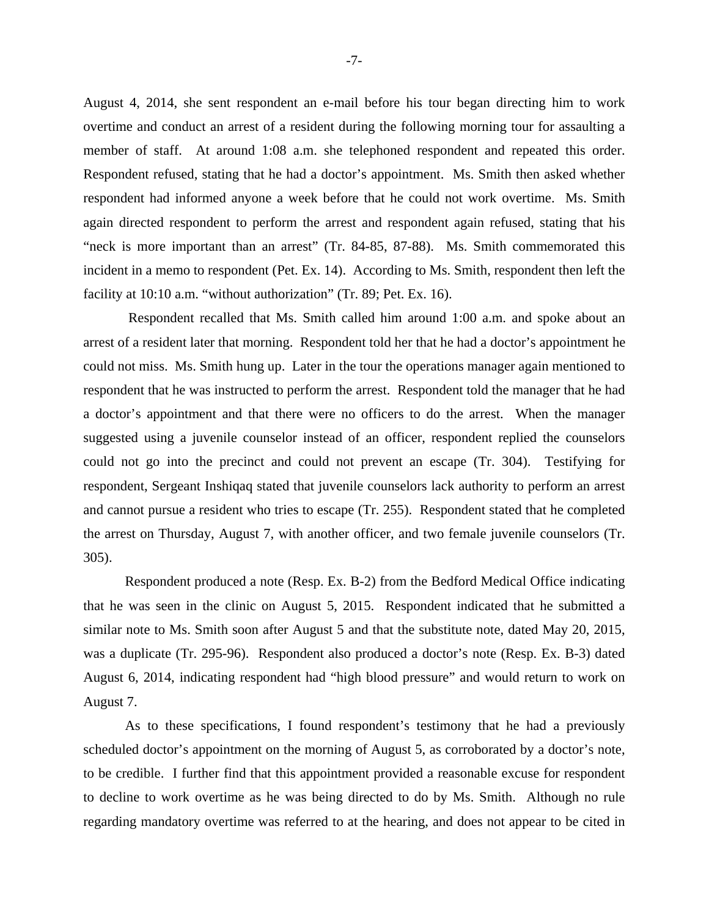August 4, 2014, she sent respondent an e-mail before his tour began directing him to work overtime and conduct an arrest of a resident during the following morning tour for assaulting a member of staff. At around 1:08 a.m. she telephoned respondent and repeated this order. Respondent refused, stating that he had a doctor's appointment. Ms. Smith then asked whether respondent had informed anyone a week before that he could not work overtime. Ms. Smith again directed respondent to perform the arrest and respondent again refused, stating that his "neck is more important than an arrest" (Tr. 84-85, 87-88). Ms. Smith commemorated this incident in a memo to respondent (Pet. Ex. 14). According to Ms. Smith, respondent then left the facility at 10:10 a.m. "without authorization" (Tr. 89; Pet. Ex. 16).

Respondent recalled that Ms. Smith called him around 1:00 a.m. and spoke about an arrest of a resident later that morning. Respondent told her that he had a doctor's appointment he could not miss. Ms. Smith hung up. Later in the tour the operations manager again mentioned to respondent that he was instructed to perform the arrest. Respondent told the manager that he had a doctor's appointment and that there were no officers to do the arrest. When the manager suggested using a juvenile counselor instead of an officer, respondent replied the counselors could not go into the precinct and could not prevent an escape (Tr. 304). Testifying for respondent, Sergeant Inshiqaq stated that juvenile counselors lack authority to perform an arrest and cannot pursue a resident who tries to escape (Tr. 255). Respondent stated that he completed the arrest on Thursday, August 7, with another officer, and two female juvenile counselors (Tr. 305).

Respondent produced a note (Resp. Ex. B-2) from the Bedford Medical Office indicating that he was seen in the clinic on August 5, 2015. Respondent indicated that he submitted a similar note to Ms. Smith soon after August 5 and that the substitute note, dated May 20, 2015, was a duplicate (Tr. 295-96). Respondent also produced a doctor's note (Resp. Ex. B-3) dated August 6, 2014, indicating respondent had "high blood pressure" and would return to work on August 7.

As to these specifications, I found respondent's testimony that he had a previously scheduled doctor's appointment on the morning of August 5, as corroborated by a doctor's note, to be credible. I further find that this appointment provided a reasonable excuse for respondent to decline to work overtime as he was being directed to do by Ms. Smith. Although no rule regarding mandatory overtime was referred to at the hearing, and does not appear to be cited in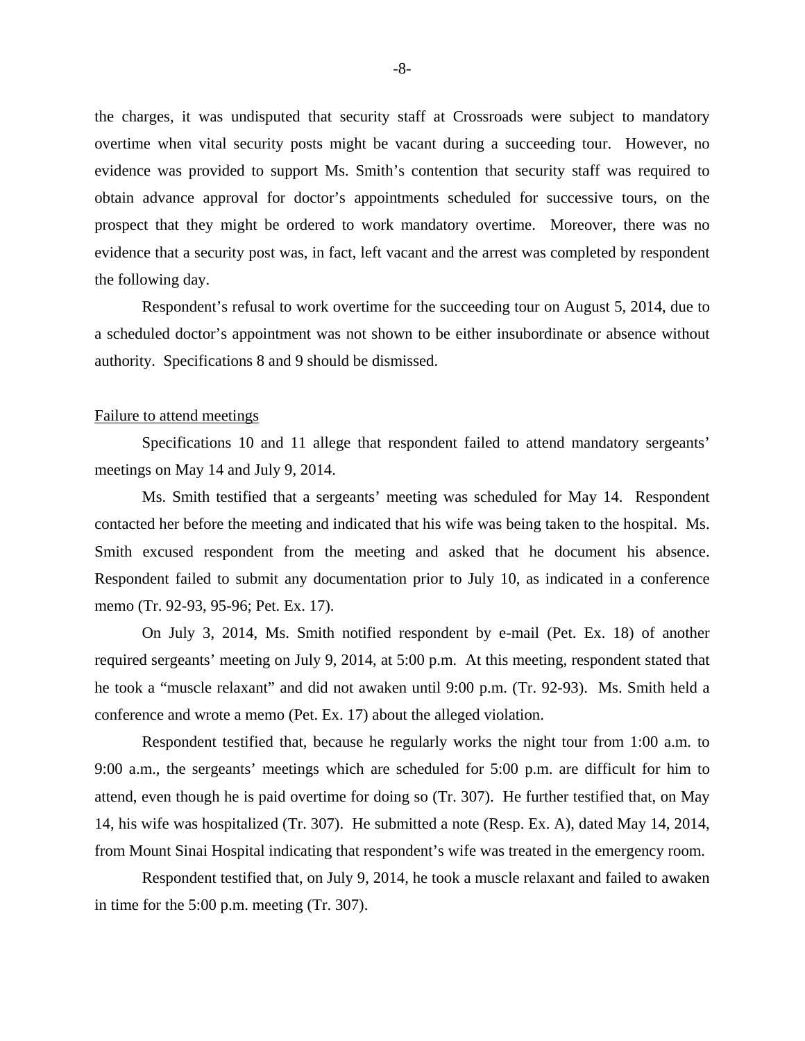the charges, it was undisputed that security staff at Crossroads were subject to mandatory overtime when vital security posts might be vacant during a succeeding tour. However, no evidence was provided to support Ms. Smith's contention that security staff was required to obtain advance approval for doctor's appointments scheduled for successive tours, on the prospect that they might be ordered to work mandatory overtime. Moreover, there was no evidence that a security post was, in fact, left vacant and the arrest was completed by respondent the following day.

Respondent's refusal to work overtime for the succeeding tour on August 5, 2014, due to a scheduled doctor's appointment was not shown to be either insubordinate or absence without authority. Specifications 8 and 9 should be dismissed.

Failure to attend meetings

Specifications 10 and 11 allege that respondent failed to attend mandatory sergeants' meetings on May 14 and July 9, 2014.

Ms. Smith testified that a sergeants' meeting was scheduled for May 14. Respondent contacted her before the meeting and indicated that his wife was being taken to the hospital. Ms. Smith excused respondent from the meeting and asked that he document his absence. Respondent failed to submit any documentation prior to July 10, as indicated in a conference memo (Tr. 92-93, 95-96; Pet. Ex. 17).

On July 3, 2014, Ms. Smith notified respondent by e-mail (Pet. Ex. 18) of another required sergeants' meeting on July 9, 2014, at 5:00 p.m. At this meeting, respondent stated that he took a "muscle relaxant" and did not awaken until 9:00 p.m. (Tr. 92-93). Ms. Smith held a conference and wrote a memo (Pet. Ex. 17) about the alleged violation.

Respondent testified that, because he regularly works the night tour from 1:00 a.m. to 9:00 a.m., the sergeants' meetings which are scheduled for 5:00 p.m. are difficult for him to attend, even though he is paid overtime for doing so (Tr. 307). He further testified that, on May 14, his wife was hospitalized (Tr. 307). He submitted a note (Resp. Ex. A), dated May 14, 2014, from Mount Sinai Hospital indicating that respondent's wife was treated in the emergency room.

Respondent testified that, on July 9, 2014, he took a muscle relaxant and failed to awaken in time for the 5:00 p.m. meeting (Tr. 307).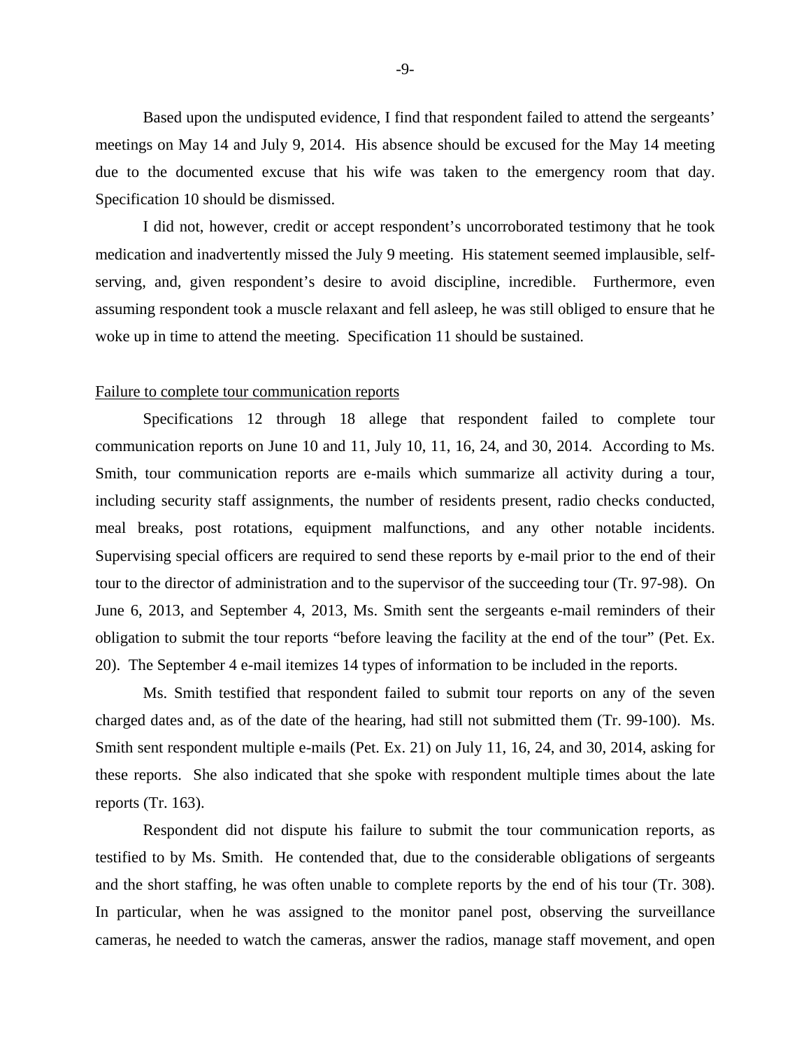Based upon the undisputed evidence, I find that respondent failed to attend the sergeants' meetings on May 14 and July 9, 2014. His absence should be excused for the May 14 meeting due to the documented excuse that his wife was taken to the emergency room that day. Specification 10 should be dismissed.

I did not, however, credit or accept respondent's uncorroborated testimony that he took medication and inadvertently missed the July 9 meeting. His statement seemed implausible, self-serving, and, given respondent's desire to avoid discipline, incredible. Furthermore, even assuming respondent took a muscle relaxant and fell asleep, he was still obliged to ensure that he woke up in time to attend the meeting. Specification 11 should be sustained.

Failure to complete tour communication reports

Specifications 12 through 18 allege that respondent failed to complete tour communication reports on June 10 and 11, July 10, 11, 16, 24, and 30, 2014. According to Ms. Smith, tour communication reports are e-mails which summarize all activity during a tour, including security staff assignments, the number of residents present, radio checks conducted, meal breaks, post rotations, equipment malfunctions, and any other notable incidents. Supervising special officers are required to send these reports by e-mail prior to the end of their tour to the director of administration and to the supervisor of the succeeding tour (Tr. 97-98). On June 6, 2013, and September 4, 2013, Ms. Smith sent the sergeants e-mail reminders of their obligation to submit the tour reports "before leaving the facility at the end of the tour" (Pet. Ex. 20). The September 4 e-mail itemizes 14 types of information to be included in the reports.

Ms. Smith testified that respondent failed to submit tour reports on any of the seven charged dates and, as of the date of the hearing, had still not submitted them (Tr. 99-100). Ms. Smith sent respondent multiple e-mails (Pet. Ex. 21) on July 11, 16, 24, and 30, 2014, asking for these reports. She also indicated that she spoke with respondent multiple times about the late reports (Tr. 163).

Respondent did not dispute his failure to submit the tour communication reports, as testified to by Ms. Smith. He contended that, due to the considerable obligations of sergeants and the short staffing, he was often unable to complete reports by the end of his tour (Tr. 308). In particular, when he was assigned to the monitor panel post, observing the surveillance cameras, he needed to watch the cameras, answer the radios, manage staff movement, and open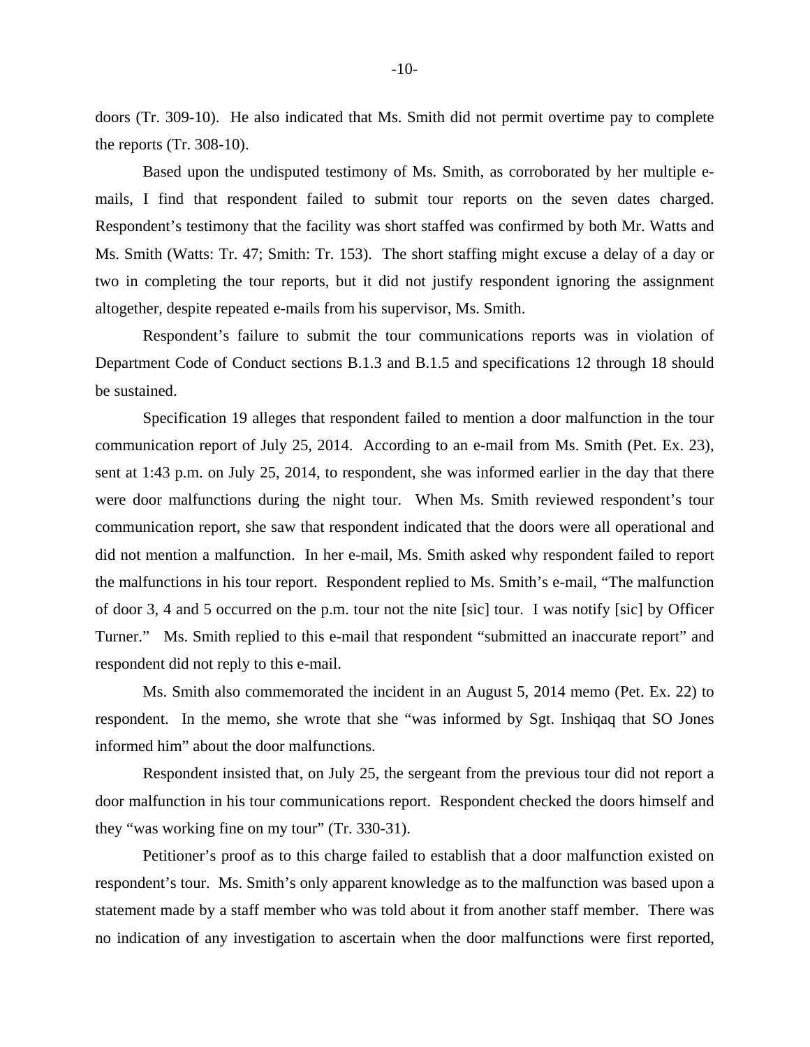doors (Tr. 309-10). He also indicated that Ms. Smith did not permit overtime pay to complete the reports (Tr. 308-10).

Based upon the undisputed testimony of Ms. Smith, as corroborated by her multiple e-mails, I find that respondent failed to submit tour reports on the seven dates charged. Respondent's testimony that the facility was short staffed was confirmed by both Mr. Watts and Ms. Smith (Watts: Tr. 47; Smith: Tr. 153). The short staffing might excuse a delay of a day or two in completing the tour reports, but it did not justify respondent ignoring the assignment altogether, despite repeated e-mails from his supervisor, Ms. Smith.

Respondent's failure to submit the tour communications reports was in violation of Department Code of Conduct sections B.1.3 and B.1.5 and specifications 12 through 18 should be sustained.

Specification 19 alleges that respondent failed to mention a door malfunction in the tour communication report of July 25, 2014. According to an e-mail from Ms. Smith (Pet. Ex. 23), sent at 1:43 p.m. on July 25, 2014, to respondent, she was informed earlier in the day that there were door malfunctions during the night tour. When Ms. Smith reviewed respondent's tour communication report, she saw that respondent indicated that the doors were all operational and did not mention a malfunction. In her e-mail, Ms. Smith asked why respondent failed to report the malfunctions in his tour report. Respondent replied to Ms. Smith's e-mail, "The malfunction of door 3, 4 and 5 occurred on the p.m. tour not the nite [sic] tour. I was notify [sic] by Officer Turner." Ms. Smith replied to this e-mail that respondent "submitted an inaccurate report" and respondent did not reply to this e-mail.

Ms. Smith also commemorated the incident in an August 5, 2014 memo (Pet. Ex. 22) to respondent. In the memo, she wrote that she "was informed by Sgt. Inshiqaq that SO Jones informed him" about the door malfunctions.

Respondent insisted that, on July 25, the sergeant from the previous tour did not report a door malfunction in his tour communications report. Respondent checked the doors himself and they "was working fine on my tour" (Tr. 330-31).

Petitioner's proof as to this charge failed to establish that a door malfunction existed on respondent's tour. Ms. Smith's only apparent knowledge as to the malfunction was based upon a statement made by a staff member who was told about it from another staff member. There was no indication of any investigation to ascertain when the door malfunctions were first reported,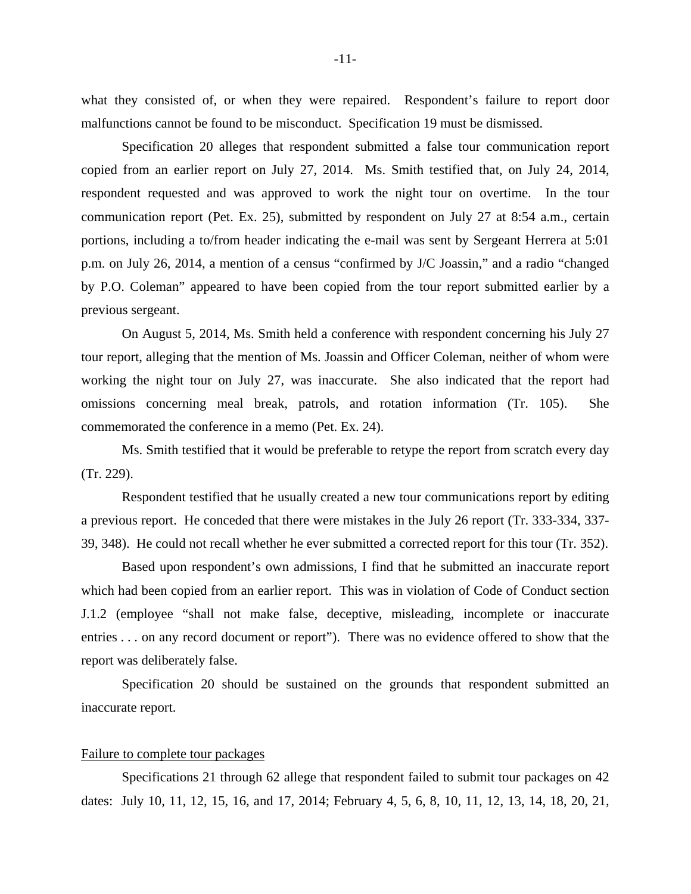what they consisted of, or when they were repaired. Respondent's failure to report door malfunctions cannot be found to be misconduct. Specification 19 must be dismissed.

Specification 20 alleges that respondent submitted a false tour communication report copied from an earlier report on July 27, 2014. Ms. Smith testified that, on July 24, 2014, respondent requested and was approved to work the night tour on overtime. In the tour communication report (Pet. Ex. 25), submitted by respondent on July 27 at 8:54 a.m., certain portions, including a to/from header indicating the e-mail was sent by Sergeant Herrera at 5:01 p.m. on July 26, 2014, a mention of a census "confirmed by J/C Joassin," and a radio "changed by P.O. Coleman" appeared to have been copied from the tour report submitted earlier by a previous sergeant.

On August 5, 2014, Ms. Smith held a conference with respondent concerning his July 27 tour report, alleging that the mention of Ms. Joassin and Officer Coleman, neither of whom were working the night tour on July 27, was inaccurate. She also indicated that the report had omissions concerning meal break, patrols, and rotation information (Tr. 105). She commemorated the conference in a memo (Pet. Ex. 24).

Ms. Smith testified that it would be preferable to retype the report from scratch every day (Tr. 229).

Respondent testified that he usually created a new tour communications report by editing a previous report. He conceded that there were mistakes in the July 26 report (Tr. 333-334, 337-39, 348). He could not recall whether he ever submitted a corrected report for this tour (Tr. 352).

Based upon respondent's own admissions, I find that he submitted an inaccurate report which had been copied from an earlier report. This was in violation of Code of Conduct section J.1.2 (employee "shall not make false, deceptive, misleading, incomplete or inaccurate entries . . . on any record document or report"). There was no evidence offered to show that the report was deliberately false.

Specification 20 should be sustained on the grounds that respondent submitted an inaccurate report.

Failure to complete tour packages

Specifications 21 through 62 allege that respondent failed to submit tour packages on 42 dates: July 10, 11, 12, 15, 16, and 17, 2014; February 4, 5, 6, 8, 10, 11, 12, 13, 14, 18, 20, 21,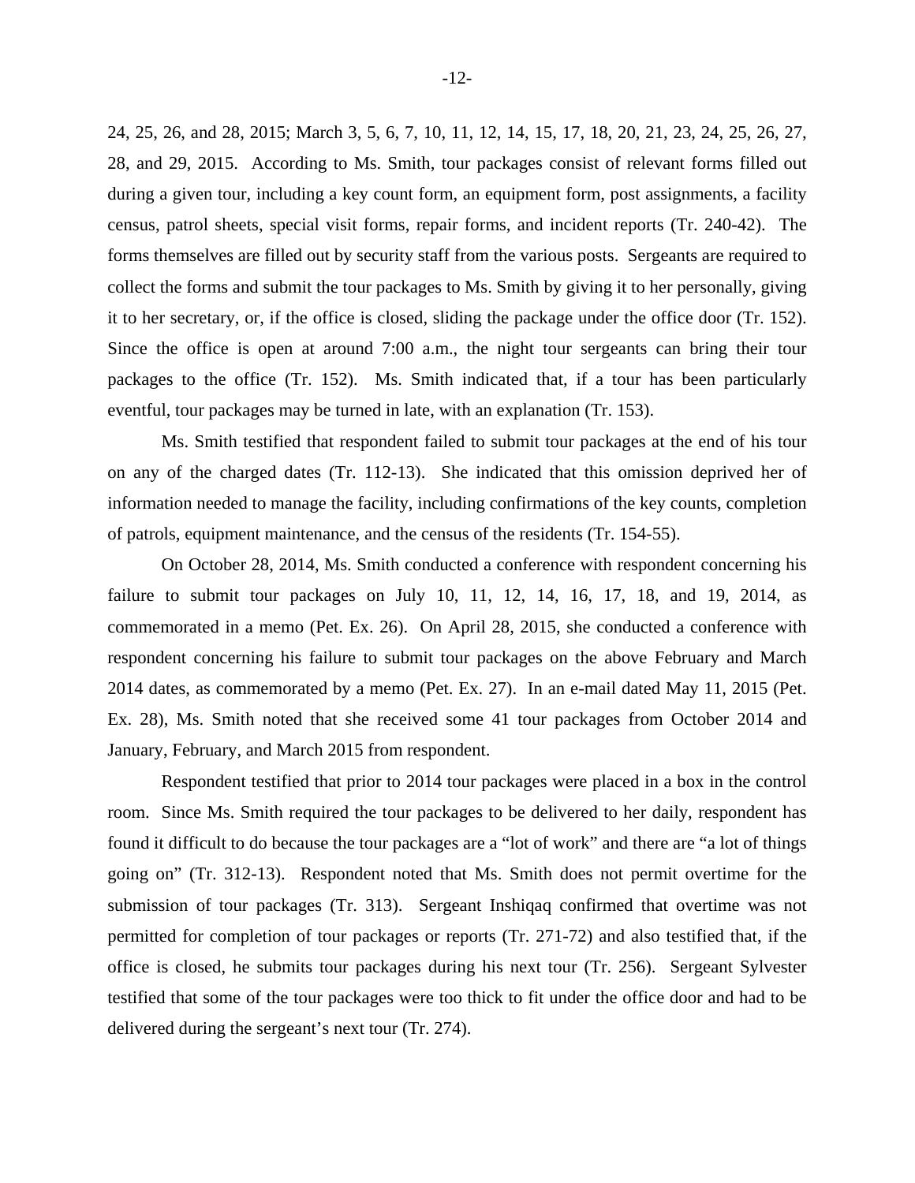24, 25, 26, and 28, 2015; March 3, 5, 6, 7, 10, 11, 12, 14, 15, 17, 18, 20, 21, 23, 24, 25, 26, 27, 28, and 29, 2015. According to Ms. Smith, tour packages consist of relevant forms filled out during a given tour, including a key count form, an equipment form, post assignments, a facility census, patrol sheets, special visit forms, repair forms, and incident reports (Tr. 240-42). The forms themselves are filled out by security staff from the various posts. Sergeants are required to collect the forms and submit the tour packages to Ms. Smith by giving it to her personally, giving it to her secretary, or, if the office is closed, sliding the package under the office door (Tr. 152). Since the office is open at around 7:00 a.m., the night tour sergeants can bring their tour packages to the office (Tr. 152). Ms. Smith indicated that, if a tour has been particularly eventful, tour packages may be turned in late, with an explanation (Tr. 153).

Ms. Smith testified that respondent failed to submit tour packages at the end of his tour on any of the charged dates (Tr. 112-13). She indicated that this omission deprived her of information needed to manage the facility, including confirmations of the key counts, completion of patrols, equipment maintenance, and the census of the residents (Tr. 154-55).

On October 28, 2014, Ms. Smith conducted a conference with respondent concerning his failure to submit tour packages on July 10, 11, 12, 14, 16, 17, 18, and 19, 2014, as commemorated in a memo (Pet. Ex. 26). On April 28, 2015, she conducted a conference with respondent concerning his failure to submit tour packages on the above February and March 2014 dates, as commemorated by a memo (Pet. Ex. 27). In an e-mail dated May 11, 2015 (Pet. Ex. 28), Ms. Smith noted that she received some 41 tour packages from October 2014 and January, February, and March 2015 from respondent.

Respondent testified that prior to 2014 tour packages were placed in a box in the control room. Since Ms. Smith required the tour packages to be delivered to her daily, respondent has found it difficult to do because the tour packages are a "lot of work" and there are "a lot of things going on" (Tr. 312-13). Respondent noted that Ms. Smith does not permit overtime for the submission of tour packages (Tr. 313). Sergeant Inshiqaq confirmed that overtime was not permitted for completion of tour packages or reports (Tr. 271-72) and also testified that, if the office is closed, he submits tour packages during his next tour (Tr. 256). Sergeant Sylvester testified that some of the tour packages were too thick to fit under the office door and had to be delivered during the sergeant's next tour (Tr. 274).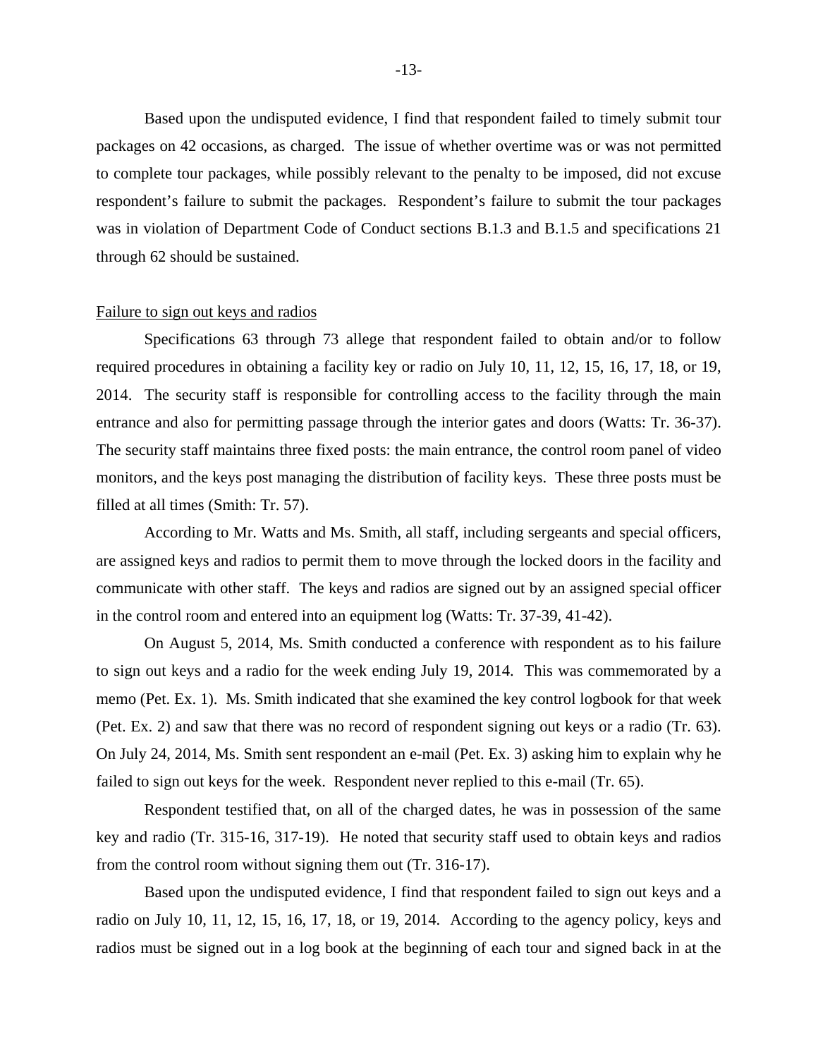Based upon the undisputed evidence, I find that respondent failed to timely submit tour packages on 42 occasions, as charged. The issue of whether overtime was or was not permitted to complete tour packages, while possibly relevant to the penalty to be imposed, did not excuse respondent's failure to submit the packages. Respondent's failure to submit the tour packages was in violation of Department Code of Conduct sections B.1.3 and B.1.5 and specifications 21 through 62 should be sustained.

Failure to sign out keys and radios

Specifications 63 through 73 allege that respondent failed to obtain and/or to follow required procedures in obtaining a facility key or radio on July 10, 11, 12, 15, 16, 17, 18, or 19, 2014. The security staff is responsible for controlling access to the facility through the main entrance and also for permitting passage through the interior gates and doors (Watts: Tr. 36-37). The security staff maintains three fixed posts: the main entrance, the control room panel of video monitors, and the keys post managing the distribution of facility keys. These three posts must be filled at all times (Smith: Tr. 57).

According to Mr. Watts and Ms. Smith, all staff, including sergeants and special officers, are assigned keys and radios to permit them to move through the locked doors in the facility and communicate with other staff. The keys and radios are signed out by an assigned special officer in the control room and entered into an equipment log (Watts: Tr. 37-39, 41-42).

On August 5, 2014, Ms. Smith conducted a conference with respondent as to his failure to sign out keys and a radio for the week ending July 19, 2014. This was commemorated by a memo (Pet. Ex. 1). Ms. Smith indicated that she examined the key control logbook for that week (Pet. Ex. 2) and saw that there was no record of respondent signing out keys or a radio (Tr. 63). On July 24, 2014, Ms. Smith sent respondent an e-mail (Pet. Ex. 3) asking him to explain why he failed to sign out keys for the week. Respondent never replied to this e-mail (Tr. 65).

Respondent testified that, on all of the charged dates, he was in possession of the same key and radio (Tr. 315-16, 317-19). He noted that security staff used to obtain keys and radios from the control room without signing them out (Tr. 316-17).

Based upon the undisputed evidence, I find that respondent failed to sign out keys and a radio on July 10, 11, 12, 15, 16, 17, 18, or 19, 2014. According to the agency policy, keys and radios must be signed out in a log book at the beginning of each tour and signed back in at the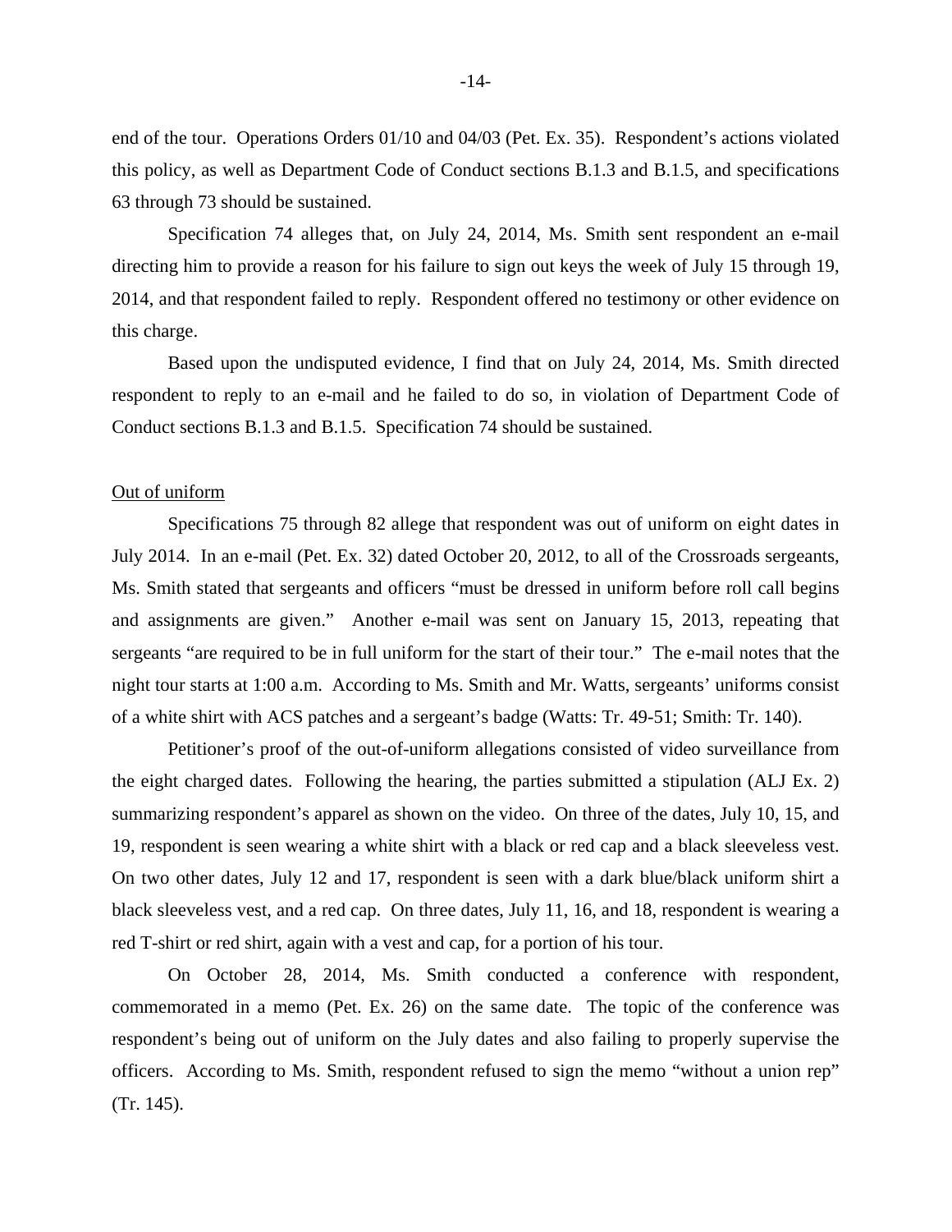end of the tour. Operations Orders 01/10 and 04/03 (Pet. Ex. 35). Respondent's actions violated this policy, as well as Department Code of Conduct sections B.1.3 and B.1.5, and specifications 63 through 73 should be sustained.

Specification 74 alleges that, on July 24, 2014, Ms. Smith sent respondent an e-mail directing him to provide a reason for his failure to sign out keys the week of July 15 through 19, 2014, and that respondent failed to reply. Respondent offered no testimony or other evidence on this charge.

Based upon the undisputed evidence, I find that on July 24, 2014, Ms. Smith directed respondent to reply to an e-mail and he failed to do so, in violation of Department Code of Conduct sections B.1.3 and B.1.5. Specification 74 should be sustained.

Out of uniform

Specifications 75 through 82 allege that respondent was out of uniform on eight dates in July 2014. In an e-mail (Pet. Ex. 32) dated October 20, 2012, to all of the Crossroads sergeants, Ms. Smith stated that sergeants and officers "must be dressed in uniform before roll call begins and assignments are given." Another e-mail was sent on January 15, 2013, repeating that sergeants "are required to be in full uniform for the start of their tour." The e-mail notes that the night tour starts at 1:00 a.m. According to Ms. Smith and Mr. Watts, sergeants' uniforms consist of a white shirt with ACS patches and a sergeant's badge (Watts: Tr. 49-51; Smith: Tr. 140).

Petitioner's proof of the out-of-uniform allegations consisted of video surveillance from the eight charged dates. Following the hearing, the parties submitted a stipulation (ALJ Ex. 2) summarizing respondent's apparel as shown on the video. On three of the dates, July 10, 15, and 19, respondent is seen wearing a white shirt with a black or red cap and a black sleeveless vest. On two other dates, July 12 and 17, respondent is seen with a dark blue/black uniform shirt a black sleeveless vest, and a red cap. On three dates, July 11, 16, and 18, respondent is wearing a red T-shirt or red shirt, again with a vest and cap, for a portion of his tour.

On October 28, 2014, Ms. Smith conducted a conference with respondent, commemorated in a memo (Pet. Ex. 26) on the same date. The topic of the conference was respondent's being out of uniform on the July dates and also failing to properly supervise the officers. According to Ms. Smith, respondent refused to sign the memo "without a union rep" (Tr. 145).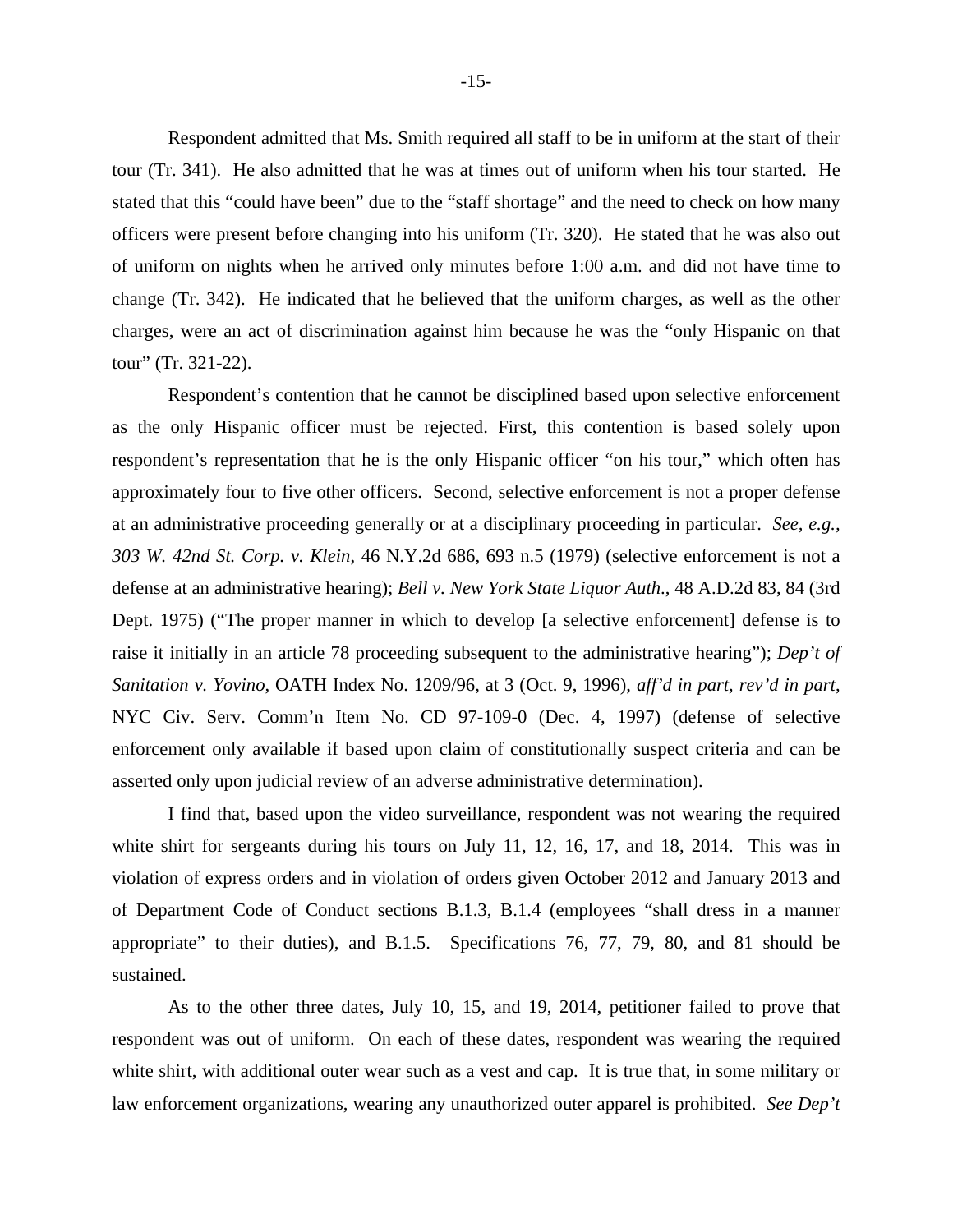Respondent admitted that Ms. Smith required all staff to be in uniform at the start of their tour (Tr. 341). He also admitted that he was at times out of uniform when his tour started. He stated that this "could have been" due to the "staff shortage" and the need to check on how many officers were present before changing into his uniform (Tr. 320). He stated that he was also out of uniform on nights when he arrived only minutes before 1:00 a.m. and did not have time to change (Tr. 342). He indicated that he believed that the uniform charges, as well as the other charges, were an act of discrimination against him because he was the "only Hispanic on that tour" (Tr. 321-22).

Respondent's contention that he cannot be disciplined based upon selective enforcement as the only Hispanic officer must be rejected. First, this contention is based solely upon respondent's representation that he is the only Hispanic officer "on his tour," which often has approximately four to five other officers. Second, selective enforcement is not a proper defense at an administrative proceeding generally or at a disciplinary proceeding in particular. *See, e.g.*, *303 W. 42nd St. Corp. v. Klein*, 46 N.Y.2d 686, 693 n.5 (1979) (selective enforcement is not a defense at an administrative hearing); *Bell v. New York State Liquor Auth*., 48 A.D.2d 83, 84 (3rd Dept. 1975) ("The proper manner in which to develop [a selective enforcement] defense is to raise it initially in an article 78 proceeding subsequent to the administrative hearing"); *Dep't of Sanitation v. Yovino*, OATH Index No. 1209/96, at 3 (Oct. 9, 1996), *aff'd in part, rev'd in part*, NYC Civ. Serv. Comm'n Item No. CD 97-109-0 (Dec. 4, 1997) (defense of selective enforcement only available if based upon claim of constitutionally suspect criteria and can be asserted only upon judicial review of an adverse administrative determination).

I find that, based upon the video surveillance, respondent was not wearing the required white shirt for sergeants during his tours on July 11, 12, 16, 17, and 18, 2014. This was in violation of express orders and in violation of orders given October 2012 and January 2013 and of Department Code of Conduct sections B.1.3, B.1.4 (employees "shall dress in a manner appropriate" to their duties), and B.1.5. Specifications 76, 77, 79, 80, and 81 should be sustained.

As to the other three dates, July 10, 15, and 19, 2014, petitioner failed to prove that respondent was out of uniform. On each of these dates, respondent was wearing the required white shirt, with additional outer wear such as a vest and cap. It is true that, in some military or law enforcement organizations, wearing any unauthorized outer apparel is prohibited. *See Dep't*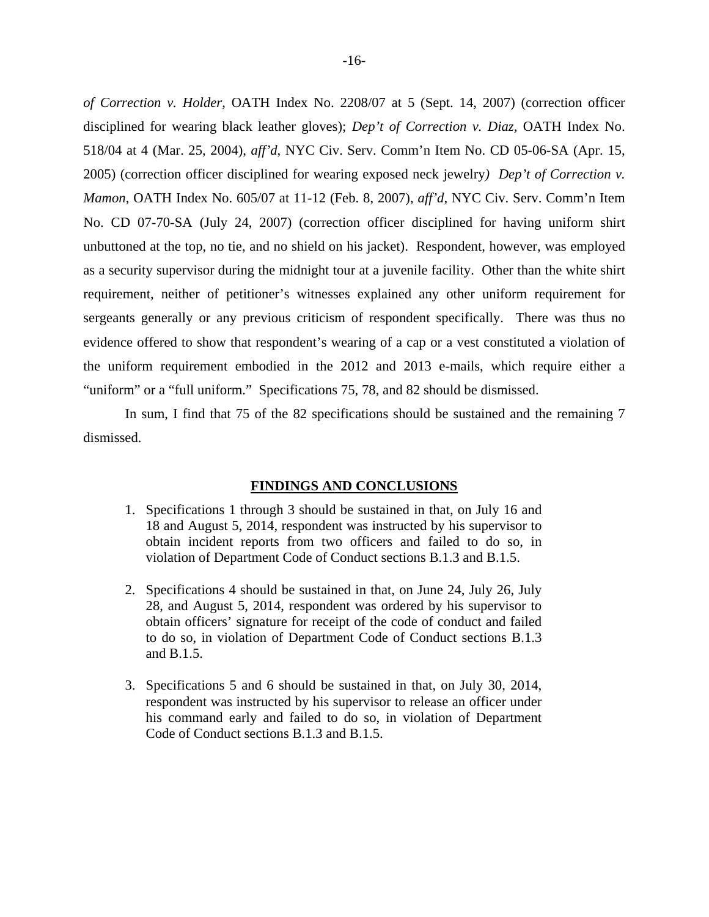*of Correction v. Holder*, OATH Index No. 2208/07 at 5 (Sept. 14, 2007) (correction officer disciplined for wearing black leather gloves); *Dep't of Correction v. Diaz*, OATH Index No. 518/04 at 4 (Mar. 25, 2004), *aff'd*, NYC Civ. Serv. Comm'n Item No. CD 05-06-SA (Apr. 15, 2005) (correction officer disciplined for wearing exposed neck jewelry) *Dep't of Correction v. Mamon*, OATH Index No. 605/07 at 11-12 (Feb. 8, 2007), *aff'd*, NYC Civ. Serv. Comm'n Item No. CD 07-70-SA (July 24, 2007) (correction officer disciplined for having uniform shirt unbuttoned at the top, no tie, and no shield on his jacket). Respondent, however, was employed as a security supervisor during the midnight tour at a juvenile facility. Other than the white shirt requirement, neither of petitioner's witnesses explained any other uniform requirement for sergeants generally or any previous criticism of respondent specifically. There was thus no evidence offered to show that respondent's wearing of a cap or a vest constituted a violation of the uniform requirement embodied in the 2012 and 2013 e-mails, which require either a "uniform" or a "full uniform." Specifications 75, 78, and 82 should be dismissed.

In sum, I find that 75 of the 82 specifications should be sustained and the remaining 7 dismissed.

## FINDINGS AND CONCLUSIONS

1. Specifications 1 through 3 should be sustained in that, on July 16 and 18 and August 5, 2014, respondent was instructed by his supervisor to obtain incident reports from two officers and failed to do so, in violation of Department Code of Conduct sections B.1.3 and B.1.5.

2. Specifications 4 should be sustained in that, on June 24, July 26, July 28, and August 5, 2014, respondent was ordered by his supervisor to obtain officers' signature for receipt of the code of conduct and failed to do so, in violation of Department Code of Conduct sections B.1.3 and B.1.5.

3. Specifications 5 and 6 should be sustained in that, on July 30, 2014, respondent was instructed by his supervisor to release an officer under his command early and failed to do so, in violation of Department Code of Conduct sections B.1.3 and B.1.5.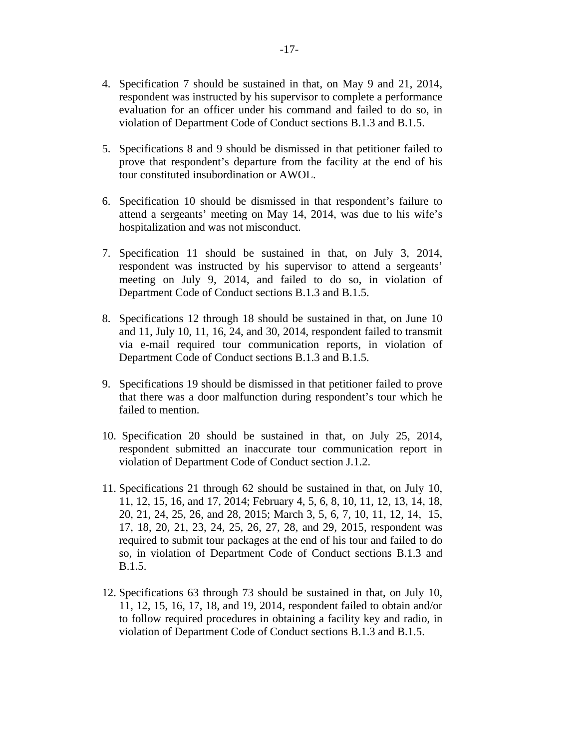4. Specification 7 should be sustained in that, on May 9 and 21, 2014, respondent was instructed by his supervisor to complete a performance evaluation for an officer under his command and failed to do so, in violation of Department Code of Conduct sections B.1.3 and B.1.5.

5. Specifications 8 and 9 should be dismissed in that petitioner failed to prove that respondent's departure from the facility at the end of his tour constituted insubordination or AWOL.

6. Specification 10 should be dismissed in that respondent's failure to attend a sergeants' meeting on May 14, 2014, was due to his wife's hospitalization and was not misconduct.

7. Specification 11 should be sustained in that, on July 3, 2014, respondent was instructed by his supervisor to attend a sergeants' meeting on July 9, 2014, and failed to do so, in violation of Department Code of Conduct sections B.1.3 and B.1.5.

8. Specifications 12 through 18 should be sustained in that, on June 10 and 11, July 10, 11, 16, 24, and 30, 2014, respondent failed to transmit via e-mail required tour communication reports, in violation of Department Code of Conduct sections B.1.3 and B.1.5.

9. Specifications 19 should be dismissed in that petitioner failed to prove that there was a door malfunction during respondent's tour which he failed to mention.

10. Specification 20 should be sustained in that, on July 25, 2014, respondent submitted an inaccurate tour communication report in violation of Department Code of Conduct section J.1.2.

11. Specifications 21 through 62 should be sustained in that, on July 10, 11, 12, 15, 16, and 17, 2014; February 4, 5, 6, 8, 10, 11, 12, 13, 14, 18, 20, 21, 24, 25, 26, and 28, 2015; March 3, 5, 6, 7, 10, 11, 12, 14, 15, 17, 18, 20, 21, 23, 24, 25, 26, 27, 28, and 29, 2015, respondent was required to submit tour packages at the end of his tour and failed to do so, in violation of Department Code of Conduct sections B.1.3 and B.1.5.

12. Specifications 63 through 73 should be sustained in that, on July 10, 11, 12, 15, 16, 17, 18, and 19, 2014, respondent failed to obtain and/or to follow required procedures in obtaining a facility key and radio, in violation of Department Code of Conduct sections B.1.3 and B.1.5.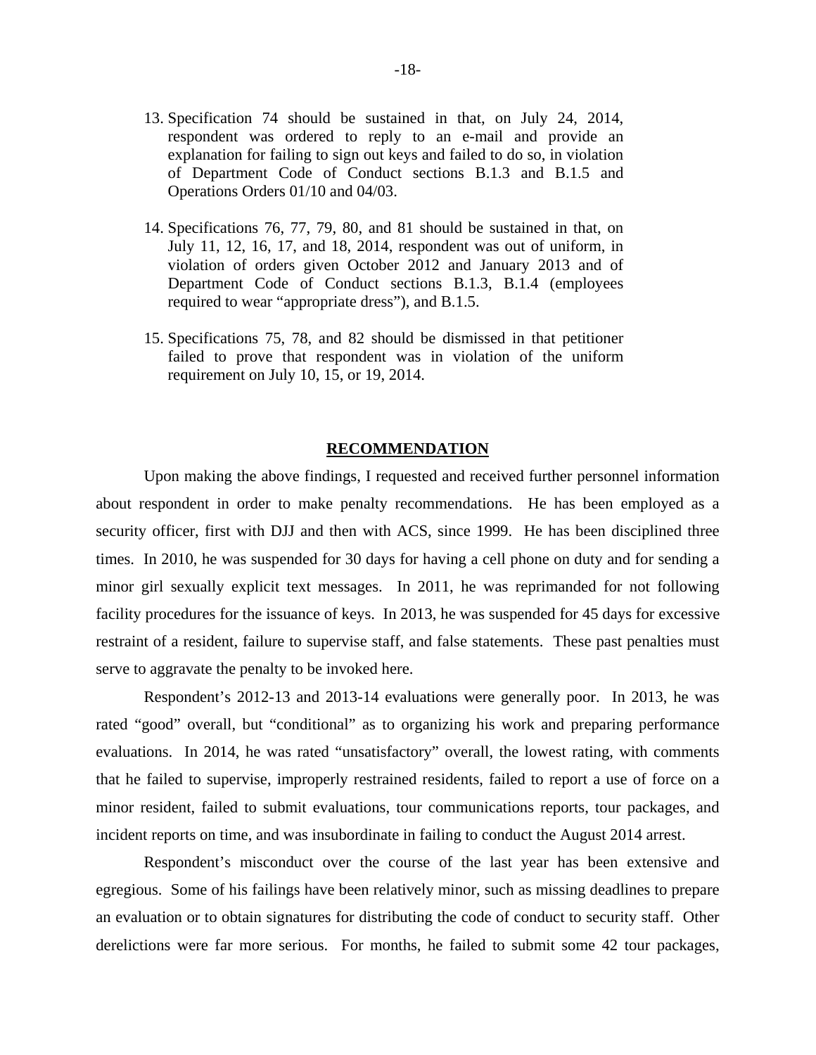13. Specification 74 should be sustained in that, on July 24, 2014, respondent was ordered to reply to an e-mail and provide an explanation for failing to sign out keys and failed to do so, in violation of Department Code of Conduct sections B.1.3 and B.1.5 and Operations Orders 01/10 and 04/03.

14. Specifications 76, 77, 79, 80, and 81 should be sustained in that, on July 11, 12, 16, 17, and 18, 2014, respondent was out of uniform, in violation of orders given October 2012 and January 2013 and of Department Code of Conduct sections B.1.3, B.1.4 (employees required to wear "appropriate dress"), and B.1.5.

15. Specifications 75, 78, and 82 should be dismissed in that petitioner failed to prove that respondent was in violation of the uniform requirement on July 10, 15, or 19, 2014.

## RECOMMENDATION

Upon making the above findings, I requested and received further personnel information about respondent in order to make penalty recommendations. He has been employed as a security officer, first with DJJ and then with ACS, since 1999. He has been disciplined three times. In 2010, he was suspended for 30 days for having a cell phone on duty and for sending a minor girl sexually explicit text messages. In 2011, he was reprimanded for not following facility procedures for the issuance of keys. In 2013, he was suspended for 45 days for excessive restraint of a resident, failure to supervise staff, and false statements. These past penalties must serve to aggravate the penalty to be invoked here.

Respondent's 2012-13 and 2013-14 evaluations were generally poor. In 2013, he was rated "good" overall, but "conditional" as to organizing his work and preparing performance evaluations. In 2014, he was rated "unsatisfactory" overall, the lowest rating, with comments that he failed to supervise, improperly restrained residents, failed to report a use of force on a minor resident, failed to submit evaluations, tour communications reports, tour packages, and incident reports on time, and was insubordinate in failing to conduct the August 2014 arrest.

Respondent's misconduct over the course of the last year has been extensive and egregious. Some of his failings have been relatively minor, such as missing deadlines to prepare an evaluation or to obtain signatures for distributing the code of conduct to security staff. Other derelictions were far more serious. For months, he failed to submit some 42 tour packages,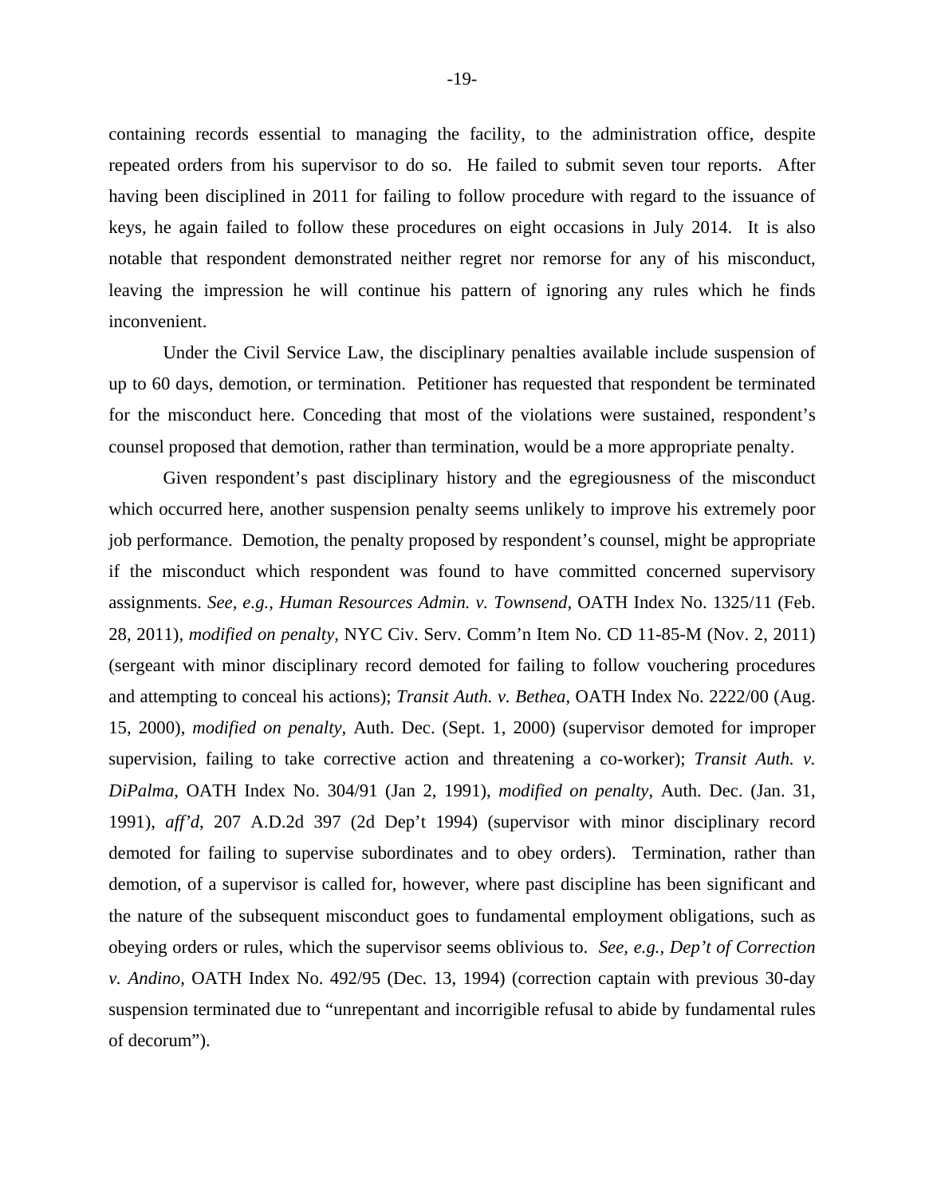containing records essential to managing the facility, to the administration office, despite repeated orders from his supervisor to do so. He failed to submit seven tour reports. After having been disciplined in 2011 for failing to follow procedure with regard to the issuance of keys, he again failed to follow these procedures on eight occasions in July 2014. It is also notable that respondent demonstrated neither regret nor remorse for any of his misconduct, leaving the impression he will continue his pattern of ignoring any rules which he finds inconvenient.

Under the Civil Service Law, the disciplinary penalties available include suspension of up to 60 days, demotion, or termination. Petitioner has requested that respondent be terminated for the misconduct here. Conceding that most of the violations were sustained, respondent's counsel proposed that demotion, rather than termination, would be a more appropriate penalty.

Given respondent's past disciplinary history and the egregiousness of the misconduct which occurred here, another suspension penalty seems unlikely to improve his extremely poor job performance. Demotion, the penalty proposed by respondent's counsel, might be appropriate if the misconduct which respondent was found to have committed concerned supervisory assignments. *See, e.g., Human Resources Admin. v. Townsend,* OATH Index No. 1325/11 (Feb. 28, 2011), *modified on penalty,* NYC Civ. Serv. Comm'n Item No. CD 11-85-M (Nov. 2, 2011) (sergeant with minor disciplinary record demoted for failing to follow vouchering procedures and attempting to conceal his actions); *Transit Auth. v. Bethea*, OATH Index No. 2222/00 (Aug. 15, 2000), *modified on penalty*, Auth. Dec. (Sept. 1, 2000) (supervisor demoted for improper supervision, failing to take corrective action and threatening a co-worker); *Transit Auth. v. DiPalma*, OATH Index No. 304/91 (Jan 2, 1991), *modified on penalty*, Auth. Dec. (Jan. 31, 1991), *aff'd*, 207 A.D.2d 397 (2d Dep't 1994) (supervisor with minor disciplinary record demoted for failing to supervise subordinates and to obey orders). Termination, rather than demotion, of a supervisor is called for, however, where past discipline has been significant and the nature of the subsequent misconduct goes to fundamental employment obligations, such as obeying orders or rules, which the supervisor seems oblivious to. *See, e.g., Dep't of Correction v. Andino,* OATH Index No. 492/95 (Dec. 13, 1994) (correction captain with previous 30-day suspension terminated due to "unrepentant and incorrigible refusal to abide by fundamental rules of decorum").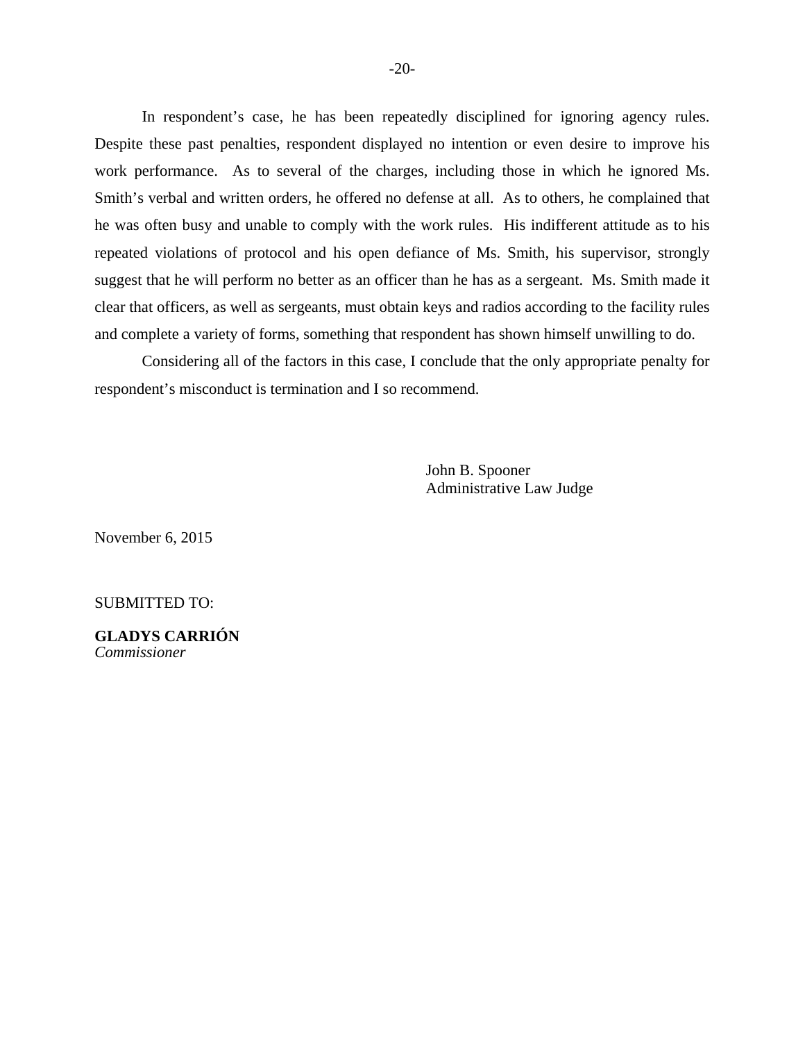In respondent's case, he has been repeatedly disciplined for ignoring agency rules. Despite these past penalties, respondent displayed no intention or even desire to improve his work performance. As to several of the charges, including those in which he ignored Ms. Smith's verbal and written orders, he offered no defense at all. As to others, he complained that he was often busy and unable to comply with the work rules. His indifferent attitude as to his repeated violations of protocol and his open defiance of Ms. Smith, his supervisor, strongly suggest that he will perform no better as an officer than he has as a sergeant. Ms. Smith made it clear that officers, as well as sergeants, must obtain keys and radios according to the facility rules and complete a variety of forms, something that respondent has shown himself unwilling to do.

Considering all of the factors in this case, I conclude that the only appropriate penalty for respondent's misconduct is termination and I so recommend.

John B. Spooner
Administrative Law Judge

November 6, 2015

SUBMITTED TO:

**GLADYS CARRIÓN**
*Commissioner*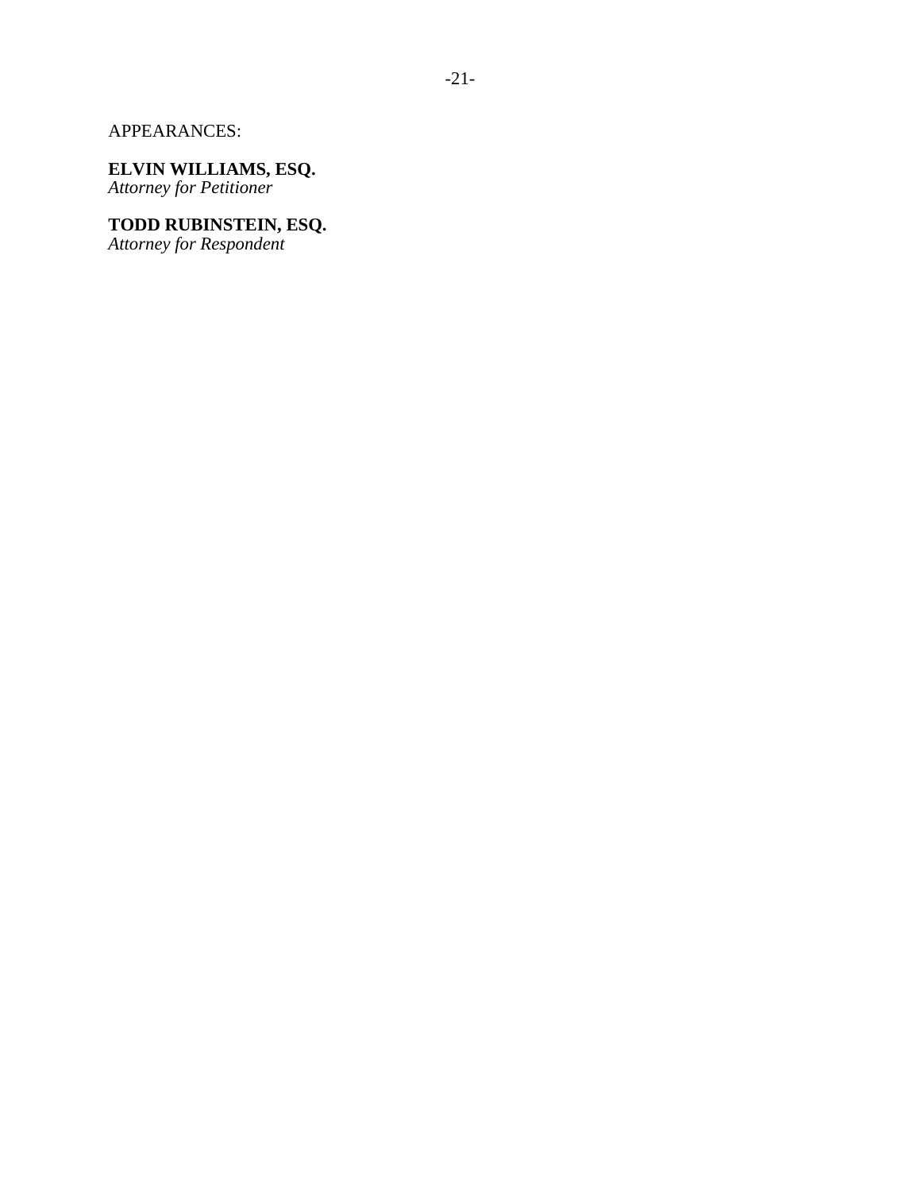APPEARANCES:

**ELVIN WILLIAMS, ESQ.**
*Attorney for Petitioner*

**TODD RUBINSTEIN, ESQ.**
*Attorney for Respondent*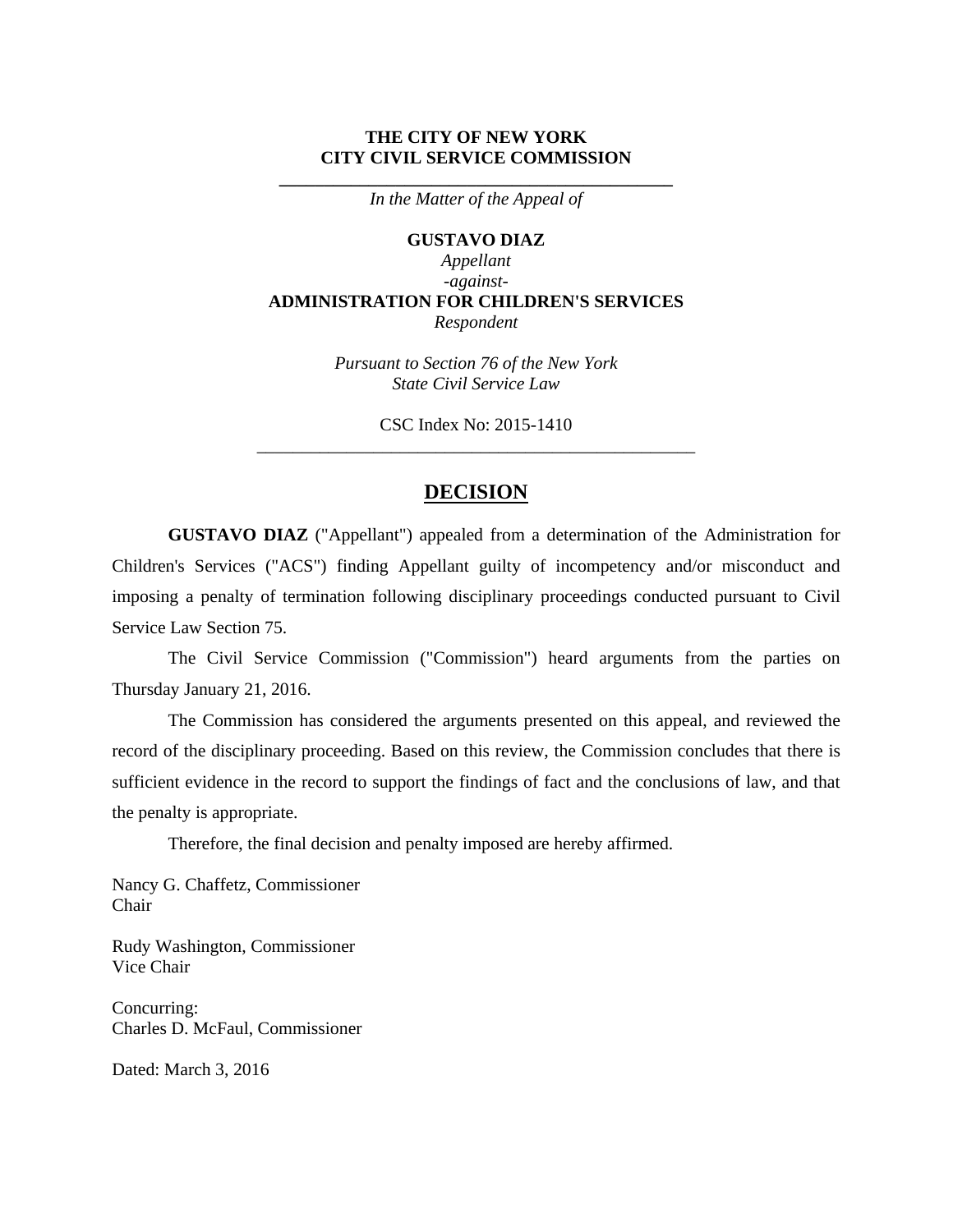**THE CITY OF NEW YORK**
**CITY CIVIL SERVICE COMMISSION**

---

*In the Matter of the Appeal of*

**GUSTAVO DIAZ**
*Appellant*
*-against-*
**ADMINISTRATION FOR CHILDREN'S SERVICES**
*Respondent*

*Pursuant to Section 76 of the New York State Civil Service Law*

CSC Index No: 2015-1410

---

# DECISION

**GUSTAVO DIAZ** ("Appellant") appealed from a determination of the Administration for Children's Services ("ACS") finding Appellant guilty of incompetency and/or misconduct and imposing a penalty of termination following disciplinary proceedings conducted pursuant to Civil Service Law Section 75.

The Civil Service Commission ("Commission") heard arguments from the parties on Thursday January 21, 2016.

The Commission has considered the arguments presented on this appeal, and reviewed the record of the disciplinary proceeding. Based on this review, the Commission concludes that there is sufficient evidence in the record to support the findings of fact and the conclusions of law, and that the penalty is appropriate.

Therefore, the final decision and penalty imposed are hereby affirmed.

Nancy G. Chaffetz, Commissioner
Chair

Rudy Washington, Commissioner
Vice Chair

Concurring:
Charles D. McFaul, Commissioner

Dated: March 3, 2016